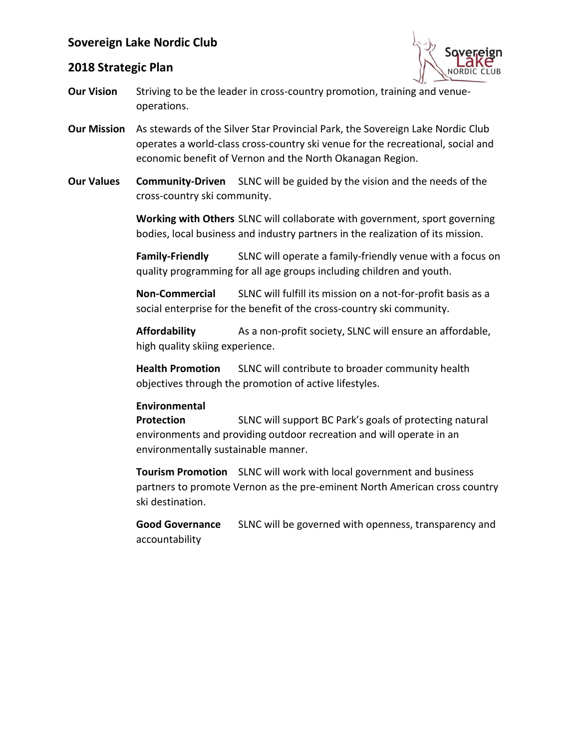# Sovereign Lake Nordic Club

## 2018 Strategic Plan

**Our Vision** Striving to be the leader in cross-country promotion, training and venue-operations.

**Our Mission** As stewards of the Silver Star Provincial Park, the Sovereign Lake Nordic Club operates a world-class cross-country ski venue for the recreational, social and economic benefit of Vernon and the North Okanagan Region.

**Our Values**

**Community-Driven** SLNC will be guided by the vision and the needs of the cross-country ski community.

**Working with Others** SLNC will collaborate with government, sport governing bodies, local business and industry partners in the realization of its mission.

**Family-Friendly** SLNC will operate a family-friendly venue with a focus on quality programming for all age groups including children and youth.

**Non-Commercial** SLNC will fulfill its mission on a not-for-profit basis as a social enterprise for the benefit of the cross-country ski community.

**Affordability** As a non-profit society, SLNC will ensure an affordable, high quality skiing experience.

**Health Promotion** SLNC will contribute to broader community health objectives through the promotion of active lifestyles.

**Environmental Protection** SLNC will support BC Park's goals of protecting natural environments and providing outdoor recreation and will operate in an environmentally sustainable manner.

**Tourism Promotion** SLNC will work with local government and business partners to promote Vernon as the pre-eminent North American cross country ski destination.

**Good Governance** SLNC will be governed with openness, transparency and accountability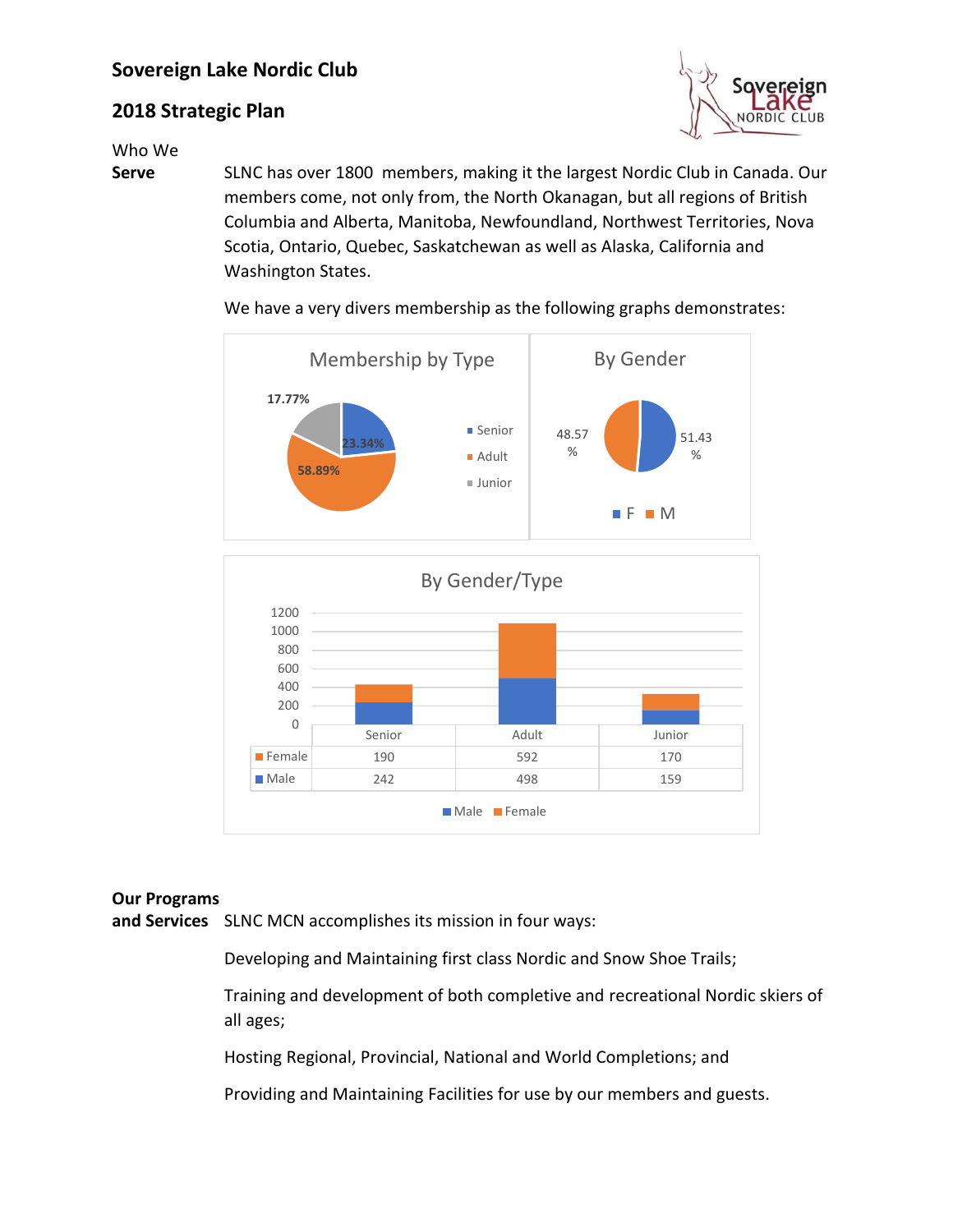# Sovereign Lake Nordic Club

## 2018 Strategic Plan

**Who We Serve**

SLNC has over 1800 members, making it the largest Nordic Club in Canada. Our members come, not only from, the North Okanagan, but all regions of British Columbia and Alberta, Manitoba, Newfoundland, Northwest Territories, Nova Scotia, Ontario, Quebec, Saskatchewan as well as Alaska, California and Washington States.

We have a very divers membership as the following graphs demonstrates:

**Membership by Type**

| Type | Percentage |
|---|---|
| Senior | 23.34% |
| Adult | 58.89% |
| Junior | 17.77% |

**By Gender**

| Gender | Percentage |
|---|---|
| F | 51.43 % |
| M | 48.57 % |

**By Gender/Type**

| | Senior | Adult | Junior |
|---|---|---|---|
| Female | 190 | 592 | 170 |
| Male | 242 | 498 | 159 |

**Our Programs and Services**

SLNC MCN accomplishes its mission in four ways:

Developing and Maintaining first class Nordic and Snow Shoe Trails;

Training and development of both completive and recreational Nordic skiers of all ages;

Hosting Regional, Provincial, National and World Completions; and

Providing and Maintaining Facilities for use by our members and guests.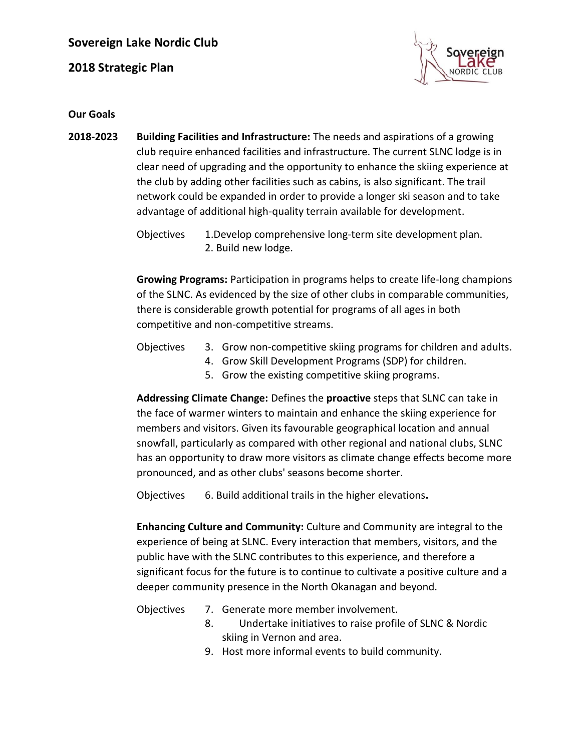# Sovereign Lake Nordic Club

## 2018 Strategic Plan

**Our Goals**

**2018-2023**

**Building Facilities and Infrastructure:** The needs and aspirations of a growing club require enhanced facilities and infrastructure. The current SLNC lodge is in clear need of upgrading and the opportunity to enhance the skiing experience at the club by adding other facilities such as cabins, is also significant. The trail network could be expanded in order to provide a longer ski season and to take advantage of additional high-quality terrain available for development.

Objectives

1. Develop comprehensive long-term site development plan.
2. Build new lodge.

**Growing Programs:** Participation in programs helps to create life-long champions of the SLNC. As evidenced by the size of other clubs in comparable communities, there is considerable growth potential for programs of all ages in both competitive and non-competitive streams.

Objectives

3. Grow non-competitive skiing programs for children and adults.
4. Grow Skill Development Programs (SDP) for children.
5. Grow the existing competitive skiing programs.

**Addressing Climate Change:** Defines the **proactive** steps that SLNC can take in the face of warmer winters to maintain and enhance the skiing experience for members and visitors. Given its favourable geographical location and annual snowfall, particularly as compared with other regional and national clubs, SLNC has an opportunity to draw more visitors as climate change effects become more pronounced, and as other clubs' seasons become shorter.

Objectives

6. Build additional trails in the higher elevations.

**Enhancing Culture and Community:** Culture and Community are integral to the experience of being at SLNC. Every interaction that members, visitors, and the public have with the SLNC contributes to this experience, and therefore a significant focus for the future is to continue to cultivate a positive culture and a deeper community presence in the North Okanagan and beyond.

Objectives

7. Generate more member involvement.
8. Undertake initiatives to raise profile of SLNC & Nordic skiing in Vernon and area.
9. Host more informal events to build community.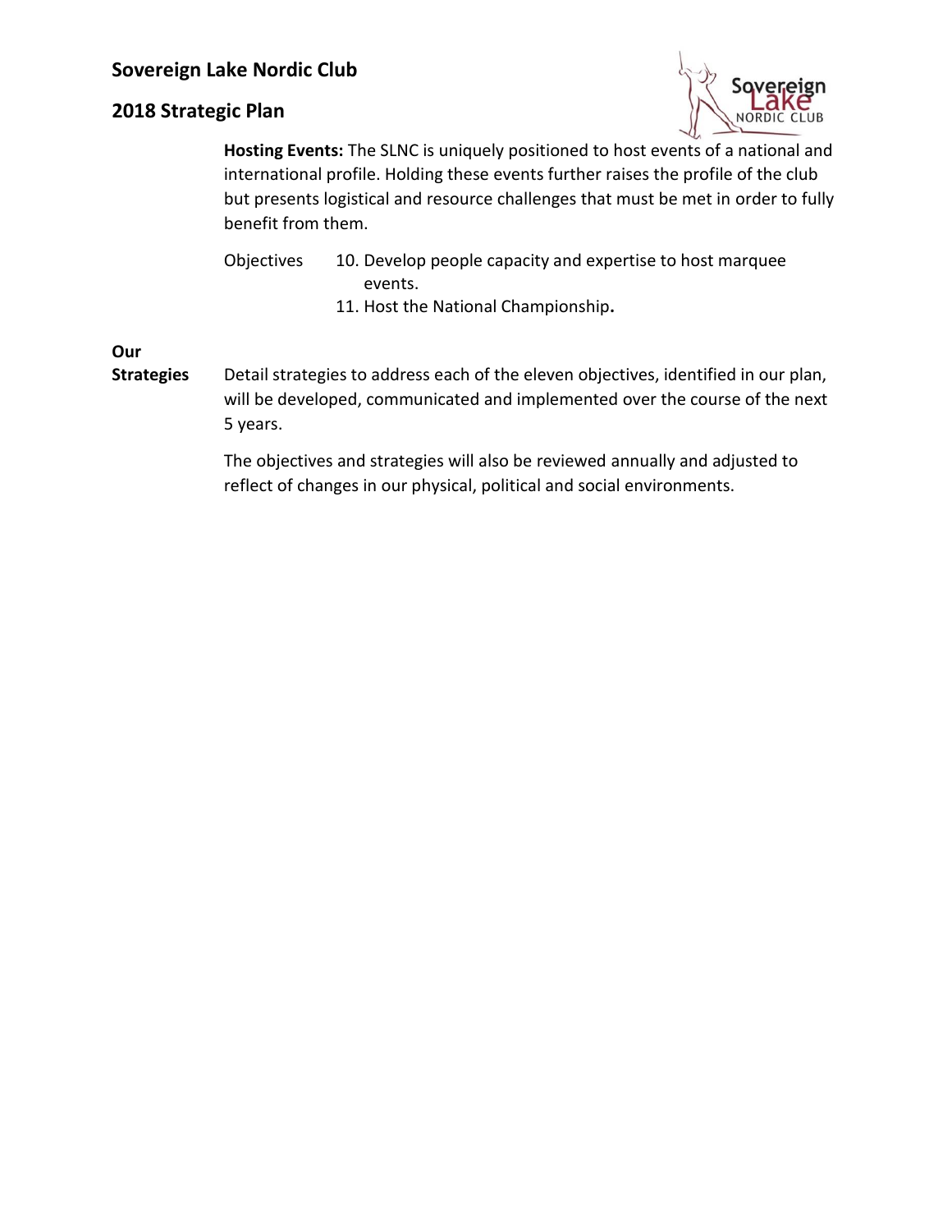**Hosting Events:** The SLNC is uniquely positioned to host events of a national and international profile. Holding these events further raises the profile of the club but presents logistical and resource challenges that must be met in order to fully benefit from them.

Objectives

10. Develop people capacity and expertise to host marquee events.
11. Host the National Championship**.**

**Our Strategies**

Detail strategies to address each of the eleven objectives, identified in our plan, will be developed, communicated and implemented over the course of the next 5 years.

The objectives and strategies will also be reviewed annually and adjusted to reflect of changes in our physical, political and social environments.